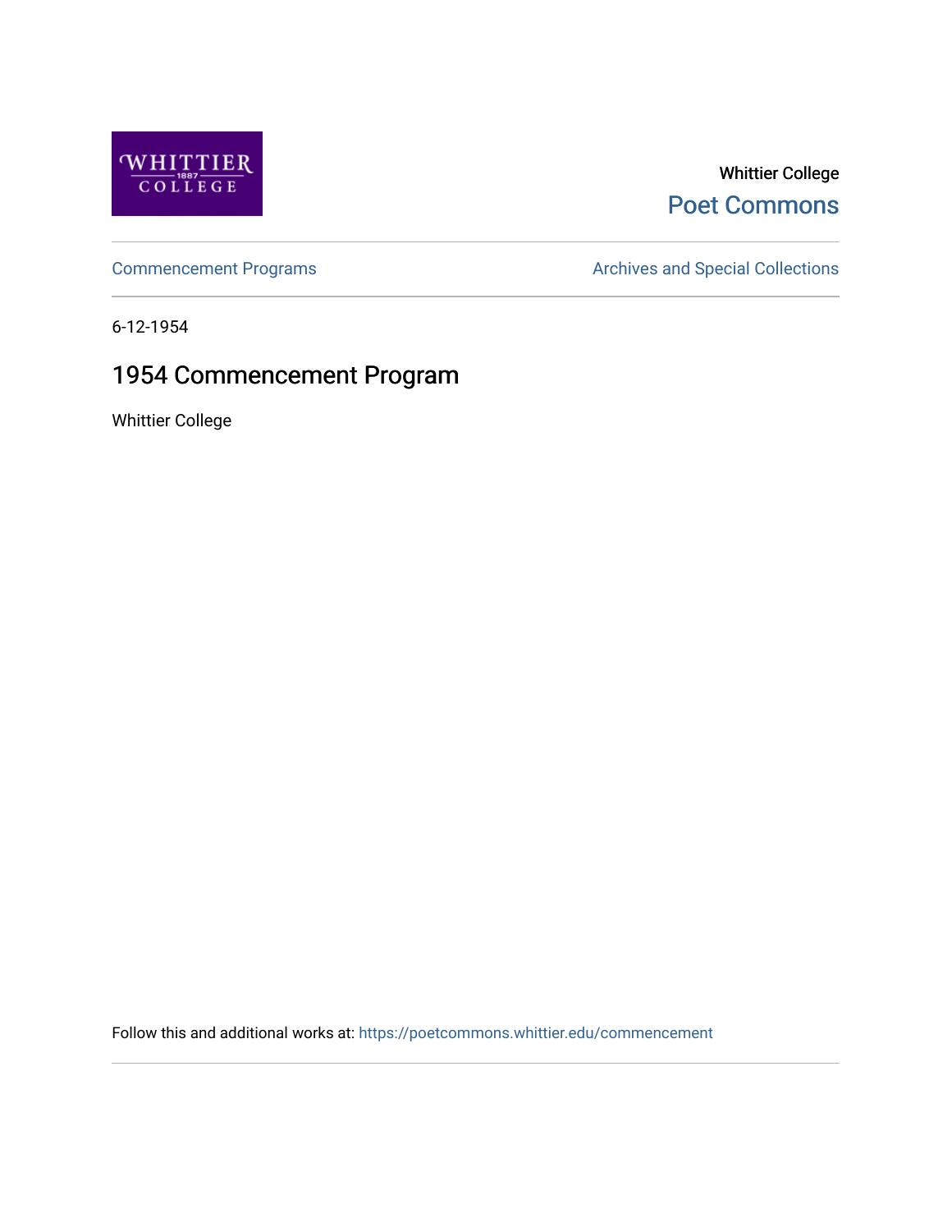Whittier College

Poet Commons

Commencement Programs

Archives and Special Collections

6-12-1954

# 1954 Commencement Program

Whittier College

Follow this and additional works at: https://poetcommons.whittier.edu/commencement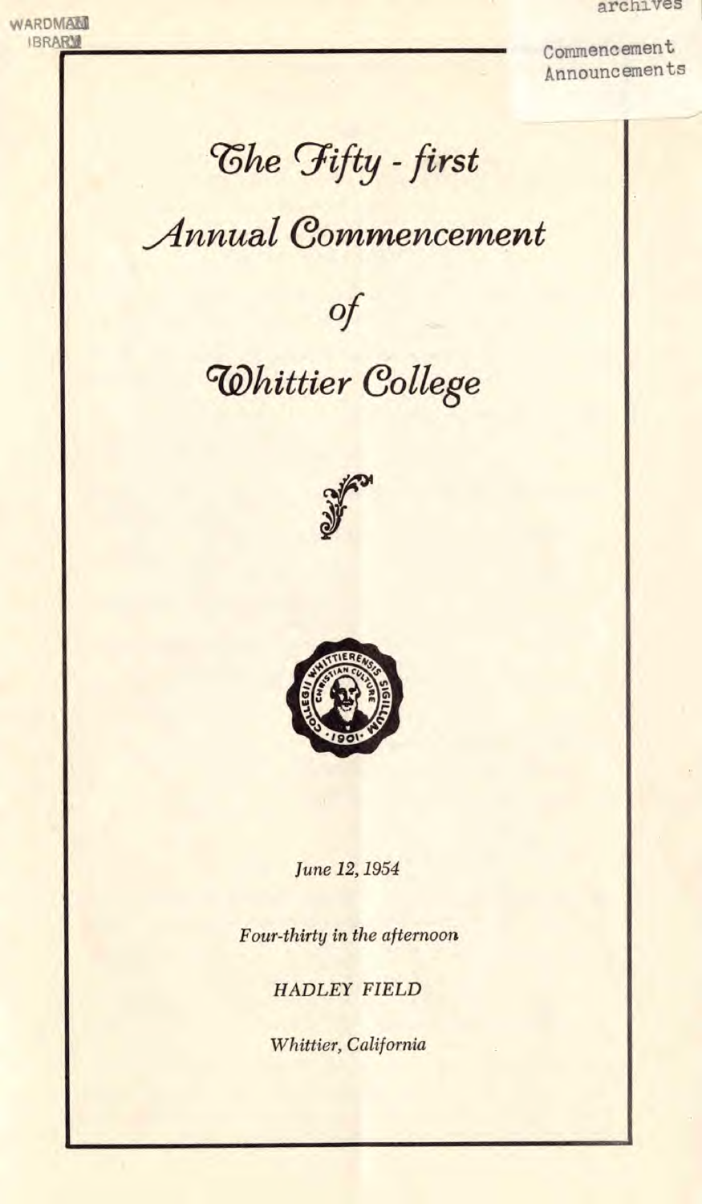WARDMAN LIBRARY

archives

Commencement Announcements

# The Fifty-first Annual Commencement of Whittier College

*June 12, 1954*

*Four-thirty in the afternoon*

*HADLEY FIELD*

*Whittier, California*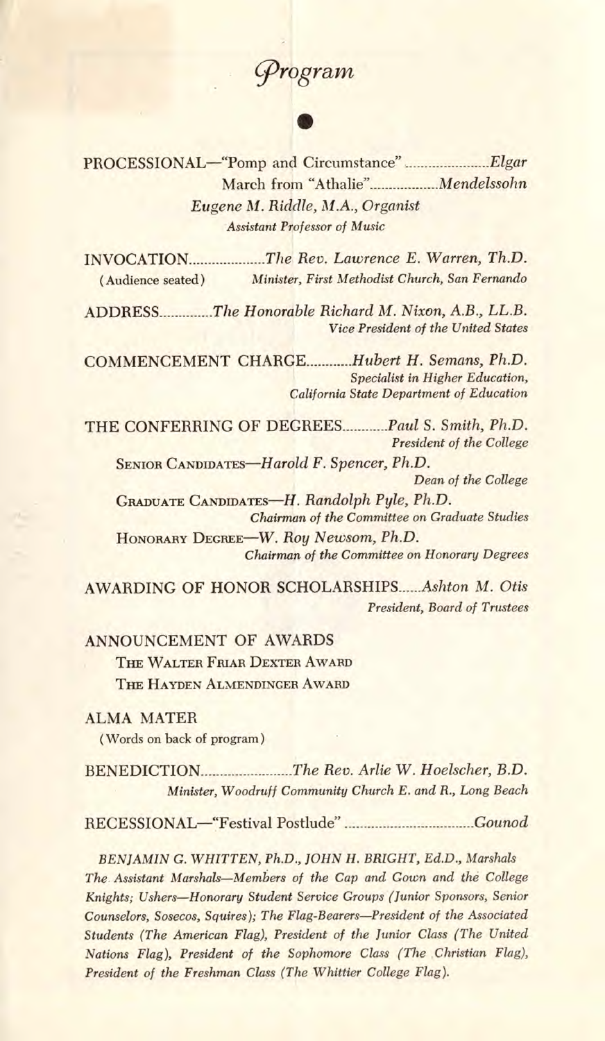# *Program*

PROCESSIONAL—"Pomp and Circumstance" ........................ *Elgar*
March from "Athalie" ................... *Mendelssohn*

*Eugene M. Riddle, M.A., Organist*
*Assistant Professor of Music*

INVOCATION ..................... *The Rev. Lawrence E. Warren, Th.D.*
(Audience seated) *Minister, First Methodist Church, San Fernando*

ADDRESS .............. *The Honorable Richard M. Nixon, A.B., LL.B.*
*Vice President of the United States*

COMMENCEMENT CHARGE ............ *Hubert H. Semans, Ph.D.*
*Specialist in Higher Education,*
*California State Department of Education*

THE CONFERRING OF DEGREES ............ *Paul S. Smith, Ph.D.*
*President of the College*

SENIOR CANDIDATES—*Harold F. Spencer, Ph.D.*
*Dean of the College*

GRADUATE CANDIDATES—*H. Randolph Pyle, Ph.D.*
*Chairman of the Committee on Graduate Studies*

HONORARY DEGREE—*W. Roy Newsom, Ph.D.*
*Chairman of the Committee on Honorary Degrees*

AWARDING OF HONOR SCHOLARSHIPS ...... *Ashton M. Otis*
*President, Board of Trustees*

ANNOUNCEMENT OF AWARDS

THE WALTER FRIAR DEXTER AWARD

THE HAYDEN ALMENDINGER AWARD

ALMA MATER

(Words on back of program)

BENEDICTION ......................... *The Rev. Arlie W. Hoelscher, B.D.*
*Minister, Woodruff Community Church E. and R., Long Beach*

RECESSIONAL—"Festival Postlude" .................................. *Gounod*

*BENJAMIN G. WHITTEN, Ph.D., JOHN H. BRIGHT, Ed.D., Marshals*
*The Assistant Marshals—Members of the Cap and Gown and the College Knights; Ushers—Honorary Student Service Groups (Junior Sponsors, Senior Counselors, Sosecos, Squires); The Flag-Bearers—President of the Associated Students (The American Flag), President of the Junior Class (The United Nations Flag), President of the Sophomore Class (The Christian Flag), President of the Freshman Class (The Whittier College Flag).*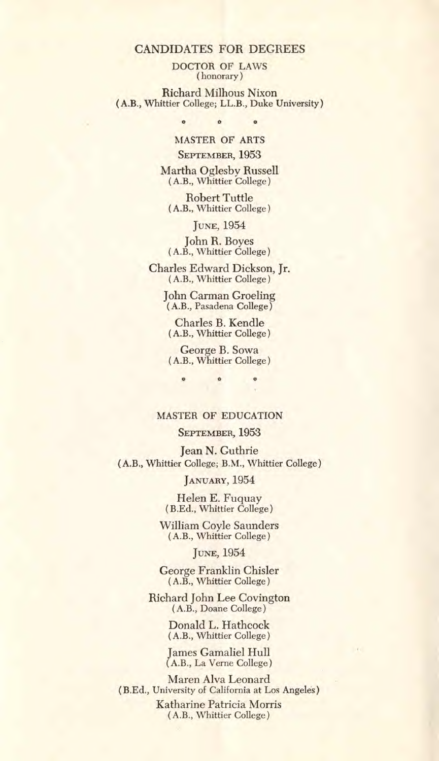# CANDIDATES FOR DEGREES

## DOCTOR OF LAWS
(honorary)

Richard Milhous Nixon
(A.B., Whittier College; LL.B., Duke University)

\* \* \*

## MASTER OF ARTS

### SEPTEMBER, 1953

Martha Oglesby Russell
(A.B., Whittier College)

Robert Tuttle
(A.B., Whittier College)

### JUNE, 1954

John R. Boyes
(A.B., Whittier College)

Charles Edward Dickson, Jr.
(A.B., Whittier College)

John Carman Groeling
(A.B., Pasadena College)

Charles B. Kendle
(A.B., Whittier College)

George B. Sowa
(A.B., Whittier College)

\* \* \*

## MASTER OF EDUCATION

### SEPTEMBER, 1953

Jean N. Guthrie
(A.B., Whittier College; B.M., Whittier College)

### JANUARY, 1954

Helen E. Fuquay
(B.Ed., Whittier College)

William Coyle Saunders
(A.B., Whittier College)

### JUNE, 1954

George Franklin Chisler
(A.B., Whittier College)

Richard John Lee Covington
(A.B., Doane College)

Donald L. Hathcock
(A.B., Whittier College)

James Gamaliel Hull
(A.B., La Verne College)

Maren Alva Leonard
(B.Ed., University of California at Los Angeles)

Katharine Patricia Morris
(A.B., Whittier College)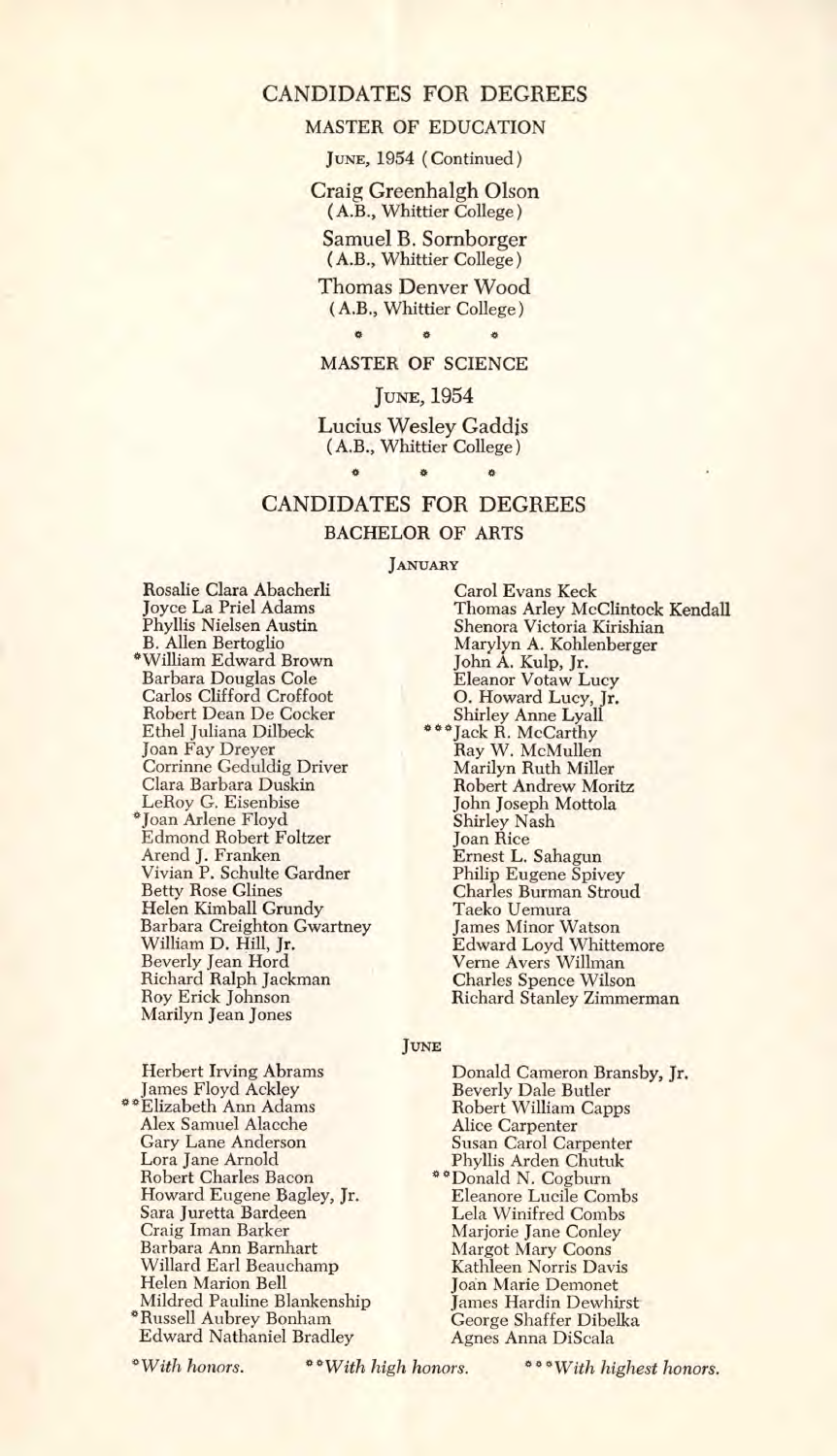## CANDIDATES FOR DEGREES

### MASTER OF EDUCATION

JUNE, 1954 (Continued)

Craig Greenhalgh Olson
(A.B., Whittier College)

Samuel B. Sornborger
(A.B., Whittier College)

Thomas Denver Wood
(A.B., Whittier College)

\* \* \*

### MASTER OF SCIENCE

JUNE, 1954

Lucius Wesley Gaddis
(A.B., Whittier College)

\* \* \*

## CANDIDATES FOR DEGREES

### BACHELOR OF ARTS

JANUARY

Rosalie Clara Abacherli
Joyce La Priel Adams
Phyllis Nielsen Austin
B. Allen Bertoglio
*William Edward Brown
Barbara Douglas Cole
Carlos Clifford Croffoot
Robert Dean De Cocker
Ethel Juliana Dilbeck
Joan Fay Dreyer
Corrinne Geduldig Driver
Clara Barbara Duskin
LeRoy G. Eisenbise
*Joan Arlene Floyd
Edmond Robert Foltzer
Arend J. Franken
Vivian P. Schulte Gardner
Betty Rose Glines
Helen Kimball Grundy
Barbara Creighton Gwartney
William D. Hill, Jr.
Beverly Jean Hord
Richard Ralph Jackman
Roy Erick Johnson
Marilyn Jean Jones
Carol Evans Keck
Thomas Arley McClintock Kendall
Shenora Victoria Kirishian
Marylyn A. Kohlenberger
John A. Kulp, Jr.
Eleanor Votaw Lucy
O. Howard Lucy, Jr.
Shirley Anne Lyall
***Jack R. McCarthy
Ray W. McMullen
Marilyn Ruth Miller
Robert Andrew Moritz
John Joseph Mottola
Shirley Nash
Joan Rice
Ernest L. Sahagun
Philip Eugene Spivey
Charles Burman Stroud
Taeko Uemura
James Minor Watson
Edward Loyd Whittemore
Verne Avers Willman
Charles Spence Wilson
Richard Stanley Zimmerman

JUNE

Herbert Irving Abrams
James Floyd Ackley
**Elizabeth Ann Adams
Alex Samuel Alacche
Gary Lane Anderson
Lora Jane Arnold
Robert Charles Bacon
Howard Eugene Bagley, Jr.
Sara Juretta Bardeen
Craig Iman Barker
Barbara Ann Barnhart
Willard Earl Beauchamp
Helen Marion Bell
Mildred Pauline Blankenship
*Russell Aubrey Bonham
Edward Nathaniel Bradley
Donald Cameron Bransby, Jr.
Beverly Dale Butler
Robert William Capps
Alice Carpenter
Susan Carol Carpenter
Phyllis Arden Chutuk
**Donald N. Cogburn
Eleanore Lucile Combs
Lela Winifred Combs
Marjorie Jane Conley
Margot Mary Coons
Kathleen Norris Davis
Joan Marie Demonet
James Hardin Dewhirst
George Shaffer Dibelka
Agnes Anna DiScala

**With honors.* ***With high honors.* ****With highest honors.*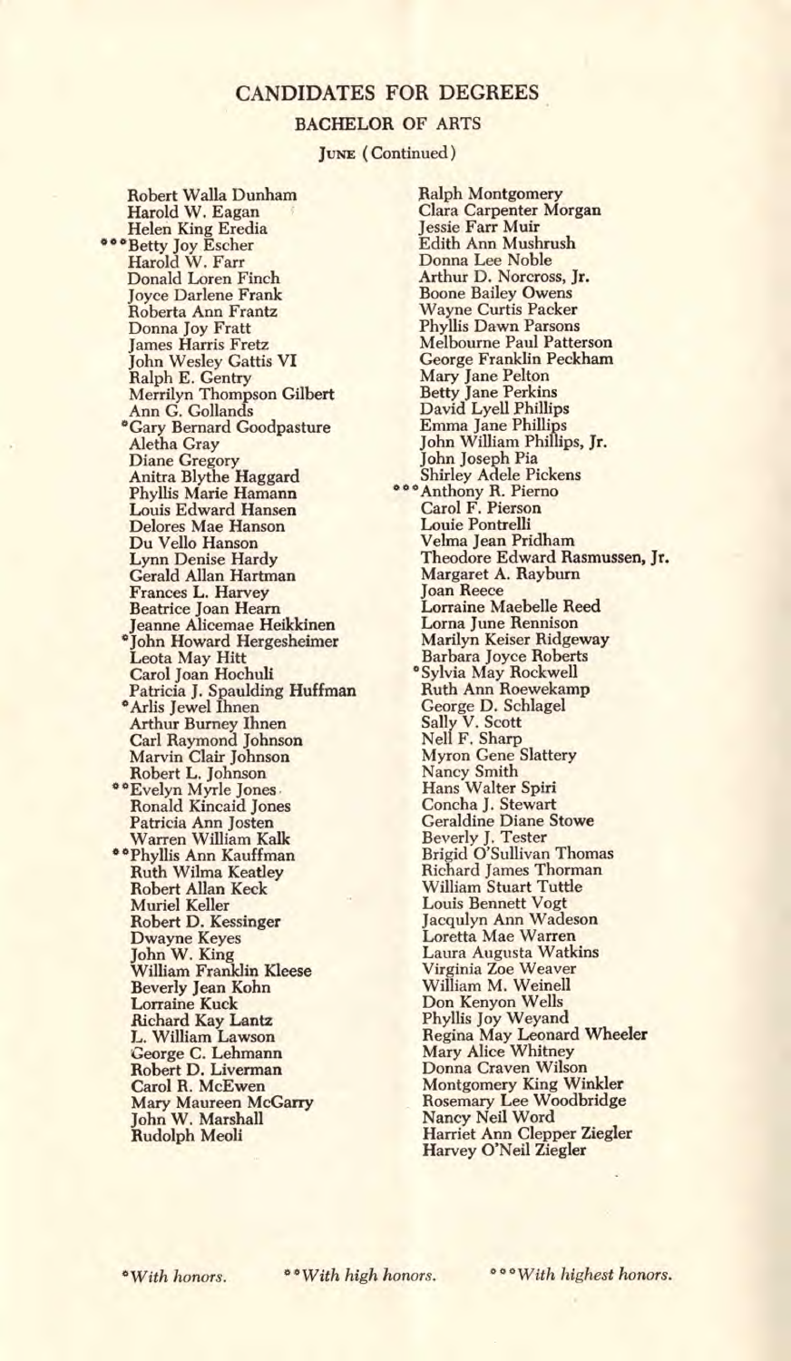## CANDIDATES FOR DEGREES

### BACHELOR OF ARTS

JUNE (Continued)

Robert Walla Dunham
Harold W. Eagan
Helen King Eredia
***Betty Joy Escher
Harold W. Farr
Donald Loren Finch
Joyce Darlene Frank
Roberta Ann Frantz
Donna Joy Fratt
James Harris Fretz
John Wesley Gattis VI
Ralph E. Gentry
Merrilyn Thompson Gilbert
Ann G. Gollands
*Gary Bernard Goodpasture
Aletha Gray
Diane Gregory
Anitra Blythe Haggard
Phyllis Marie Hamann
Louis Edward Hansen
Delores Mae Hanson
Du Vello Hanson
Lynn Denise Hardy
Gerald Allan Hartman
Frances L. Harvey
Beatrice Joan Hearn
Jeanne Alicemae Heikkinen
*John Howard Hergesheimer
Leota May Hitt
Carol Joan Hochuli
Patricia J. Spaulding Huffman
*Arlis Jewel Ihnen
Arthur Burney Ihnen
Carl Raymond Johnson
Marvin Clair Johnson
Robert L. Johnson
**Evelyn Myrle Jones
Ronald Kincaid Jones
Patricia Ann Josten
Warren William Kalk
**Phyllis Ann Kauffman
Ruth Wilma Keatley
Robert Allan Keck
Muriel Keller
Robert D. Kessinger
Dwayne Keyes
John W. King
William Franklin Kleese
Beverly Jean Kohn
Lorraine Kuck
Richard Kay Lantz
L. William Lawson
George C. Lehmann
Robert D. Liverman
Carol R. McEwen
Mary Maureen McGarry
John W. Marshall
Rudolph Meoli
Ralph Montgomery
Clara Carpenter Morgan
Jessie Farr Muir
Edith Ann Mushrush
Donna Lee Noble
Arthur D. Norcross, Jr.
Boone Bailey Owens
Wayne Curtis Packer
Phyllis Dawn Parsons
Melbourne Paul Patterson
George Franklin Peckham
Mary Jane Pelton
Betty Jane Perkins
David Lyell Phillips
Emma Jane Phillips
John William Phillips, Jr.
John Joseph Pia
Shirley Adele Pickens
***Anthony R. Pierno
Carol F. Pierson
Louie Pontrelli
Velma Jean Pridham
Theodore Edward Rasmussen, Jr.
Margaret A. Rayburn
Joan Reece
Lorraine Maebelle Reed
Lorna June Rennison
Marilyn Keiser Ridgeway
Barbara Joyce Roberts
*Sylvia May Rockwell
Ruth Ann Roewekamp
George D. Schlagel
Sally V. Scott
Nell F. Sharp
Myron Gene Slattery
Nancy Smith
Hans Walter Spiri
Concha J. Stewart
Geraldine Diane Stowe
Beverly J. Tester
Brigid O'Sullivan Thomas
Richard James Thorman
William Stuart Tuttle
Louis Bennett Vogt
Jacqulyn Ann Wadeson
Loretta Mae Warren
Laura Augusta Watkins
Virginia Zoe Weaver
William M. Weinell
Don Kenyon Wells
Phyllis Joy Weyand
Regina May Leonard Wheeler
Mary Alice Whitney
Donna Craven Wilson
Montgomery King Winkler
Rosemary Lee Woodbridge
Nancy Neil Word
Harriet Ann Clepper Ziegler
Harvey O'Neil Ziegler

*With honors. **With high honors. ***With highest honors.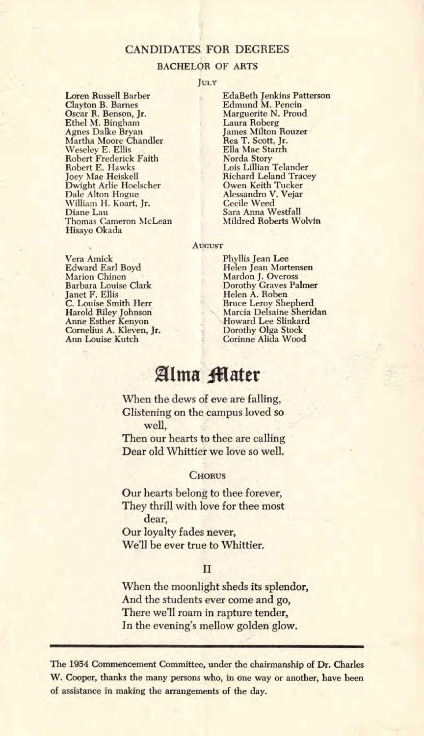## CANDIDATES FOR DEGREES

### BACHELOR OF ARTS

**JULY**

Loren Russell Barber
Clayton B. Barnes
Oscar R. Benson, Jr.
Ethel M. Bingham
Agnes Dalke Bryan
Martha Moore Chandler
Weseley E. Ellis
Robert Frederick Faith
Robert E. Hawks
Joey Mae Heiskell
Dwight Arlie Hoelscher
Dale Alton Hogue
William H. Koart, Jr.
Diane Lau
Thomas Cameron McLean
Hisayo Okada
EdaBeth Jenkins Patterson
Edmund M. Pencin
Marguerite N. Proud
Laura Roberg
James Milton Rouzer
Rea T. Scott, Jr.
Ella Mae Starrh
Norda Story
Lois Lillian Telander
Richard Leland Tracey
Owen Keith Tucker
Alessandro V. Vejar
Cecile Weed
Sara Anna Westfall
Mildred Roberts Wolvin

**AUGUST**

Vera Amick
Edward Earl Boyd
Marion Chinen
Barbara Louise Clark
Janet F. Ellis
C. Louise Smith Herr
Harold Riley Johnson
Anne Esther Kenyon
Cornelius A. Kleven, Jr.
Ann Louise Kutch
Phyllis Jean Lee
Helen Jean Mortensen
Mardon J. Oveross
Dorothy Graves Palmer
Helen A. Roben
Bruce Leroy Shepherd
Marcia Delsaine Sheridan
Howard Lee Slinkard
Dorothy Olga Stock
Corinne Alida Wood

## Alma Mater

When the dews of eve are falling,
Glistening on the campus loved so
well,
Then our hearts to thee are calling
Dear old Whittier we love so well.

**CHORUS**

Our hearts belong to thee forever,
They thrill with love for thee most
dear,
Our loyalty fades never,
We'll be ever true to Whittier.

II

When the moonlight sheds its splendor,
And the students ever come and go,
There we'll roam in rapture tender,
In the evening's mellow golden glow.

---

**The 1954 Commencement Committee, under the chairmanship of Dr. Charles W. Cooper, thanks the many persons who, in one way or another, have been of assistance in making the arrangements of the day.**